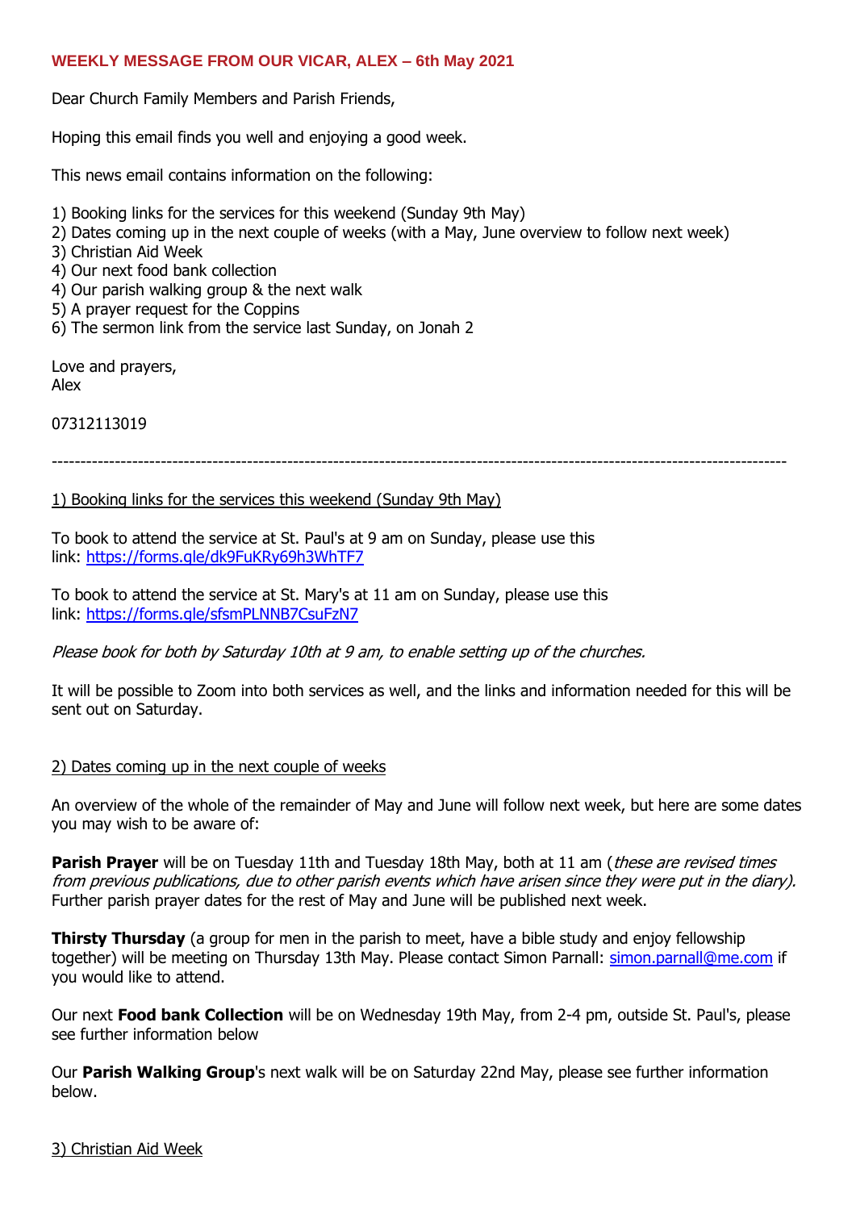**WEEKLY MESSAGE FROM OUR VICAR, ALEX – 6th May 2021**

Dear Church Family Members and Parish Friends,

Hoping this email finds you well and enjoying a good week.

This news email contains information on the following:

1) Booking links for the services for this weekend (Sunday 9th May)
2) Dates coming up in the next couple of weeks (with a May, June overview to follow next week)
3) Christian Aid Week
4) Our next food bank collection
4) Our parish walking group & the next walk
5) A prayer request for the Coppins
6) The sermon link from the service last Sunday, on Jonah 2

Love and prayers,
Alex

07312113019

-----------------------------------------------------------------------------------------------------------------------------

1) Booking links for the services this weekend (Sunday 9th May)

To book to attend the service at St. Paul's at 9 am on Sunday, please use this link: https://forms.gle/dk9FuKRy69h3WhTF7

To book to attend the service at St. Mary's at 11 am on Sunday, please use this link: https://forms.gle/sfsmPLNNB7CsuFzN7

*Please book for both by Saturday 10th at 9 am, to enable setting up of the churches.*

It will be possible to Zoom into both services as well, and the links and information needed for this will be sent out on Saturday.

2) Dates coming up in the next couple of weeks

An overview of the whole of the remainder of May and June will follow next week, but here are some dates you may wish to be aware of:

**Parish Prayer** will be on Tuesday 11th and Tuesday 18th May, both at 11 am (*these are revised times from previous publications, due to other parish events which have arisen since they were put in the diary).* Further parish prayer dates for the rest of May and June will be published next week.

**Thirsty Thursday** (a group for men in the parish to meet, have a bible study and enjoy fellowship together) will be meeting on Thursday 13th May. Please contact Simon Parnall: simon.parnall@me.com if you would like to attend.

Our next **Food bank Collection** will be on Wednesday 19th May, from 2-4 pm, outside St. Paul's, please see further information below

Our **Parish Walking Group**'s next walk will be on Saturday 22nd May, please see further information below.

3) Christian Aid Week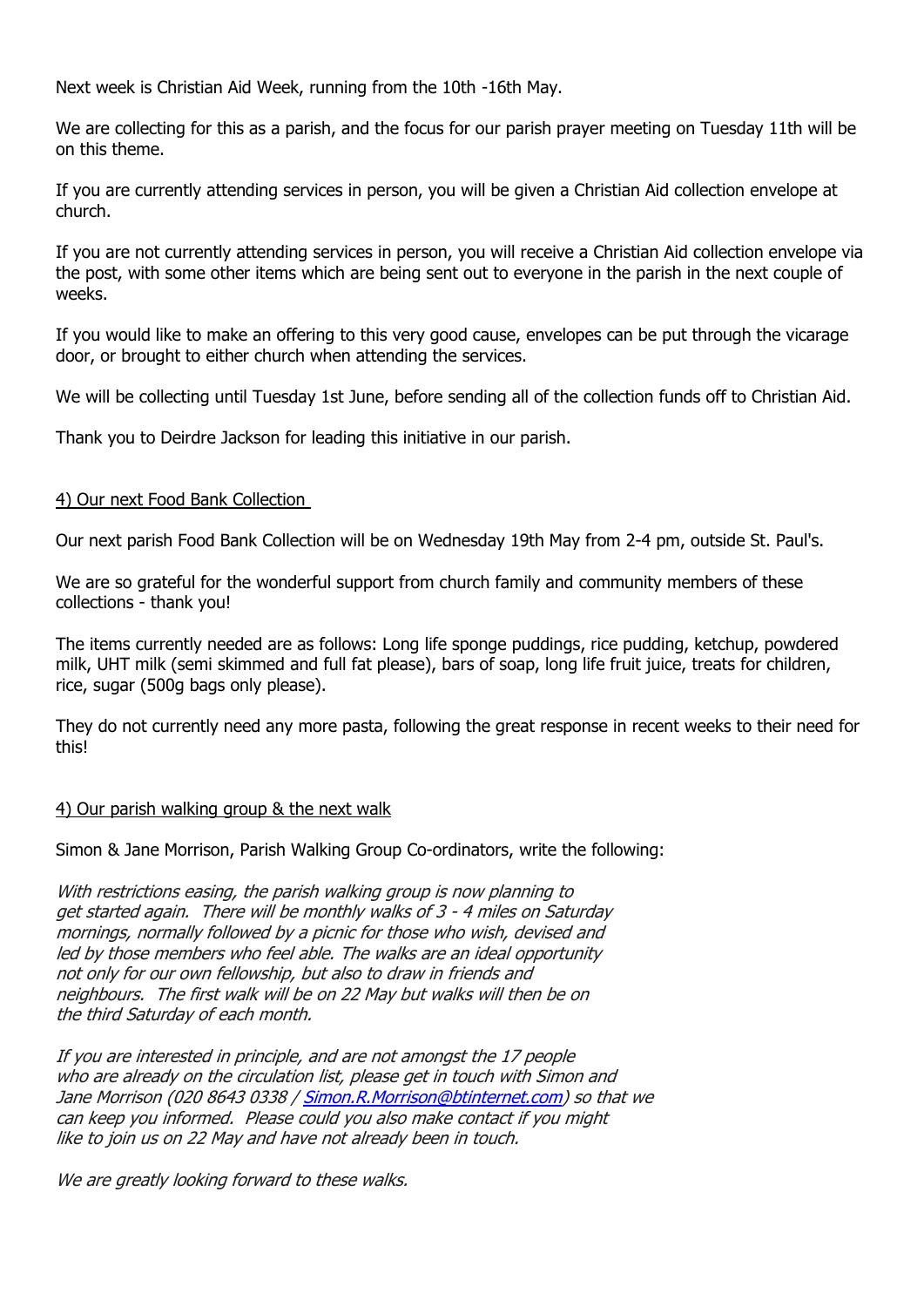Next week is Christian Aid Week, running from the 10th -16th May.

We are collecting for this as a parish, and the focus for our parish prayer meeting on Tuesday 11th will be on this theme.

If you are currently attending services in person, you will be given a Christian Aid collection envelope at church.

If you are not currently attending services in person, you will receive a Christian Aid collection envelope via the post, with some other items which are being sent out to everyone in the parish in the next couple of weeks.

If you would like to make an offering to this very good cause, envelopes can be put through the vicarage door, or brought to either church when attending the services.

We will be collecting until Tuesday 1st June, before sending all of the collection funds off to Christian Aid.

Thank you to Deirdre Jackson for leading this initiative in our parish.

## 4) Our next Food Bank Collection

Our next parish Food Bank Collection will be on Wednesday 19th May from 2-4 pm, outside St. Paul's.

We are so grateful for the wonderful support from church family and community members of these collections - thank you!

The items currently needed are as follows: Long life sponge puddings, rice pudding, ketchup, powdered milk, UHT milk (semi skimmed and full fat please), bars of soap, long life fruit juice, treats for children, rice, sugar (500g bags only please).

They do not currently need any more pasta, following the great response in recent weeks to their need for this!

## 4) Our parish walking group & the next walk

Simon & Jane Morrison, Parish Walking Group Co-ordinators, write the following:

*With restrictions easing, the parish walking group is now planning to get started again. There will be monthly walks of 3 - 4 miles on Saturday mornings, normally followed by a picnic for those who wish, devised and led by those members who feel able. The walks are an ideal opportunity not only for our own fellowship, but also to draw in friends and neighbours. The first walk will be on 22 May but walks will then be on the third Saturday of each month.*

*If you are interested in principle, and are not amongst the 17 people who are already on the circulation list, please get in touch with Simon and Jane Morrison (020 8643 0338 / Simon.R.Morrison@btinternet.com) so that we can keep you informed. Please could you also make contact if you might like to join us on 22 May and have not already been in touch.*

*We are greatly looking forward to these walks.*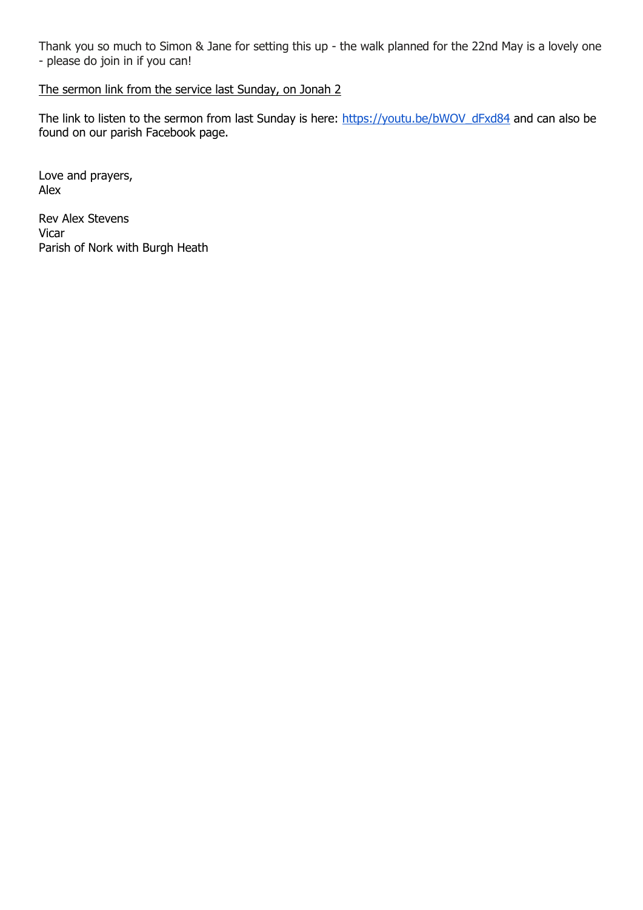Thank you so much to Simon & Jane for setting this up - the walk planned for the 22nd May is a lovely one - please do join in if you can!

<u>The sermon link from the service last Sunday, on Jonah 2</u>

The link to listen to the sermon from last Sunday is here: https://youtu.be/bWOV_dFxd84 and can also be found on our parish Facebook page.

Love and prayers,
Alex

Rev Alex Stevens
Vicar
Parish of Nork with Burgh Heath